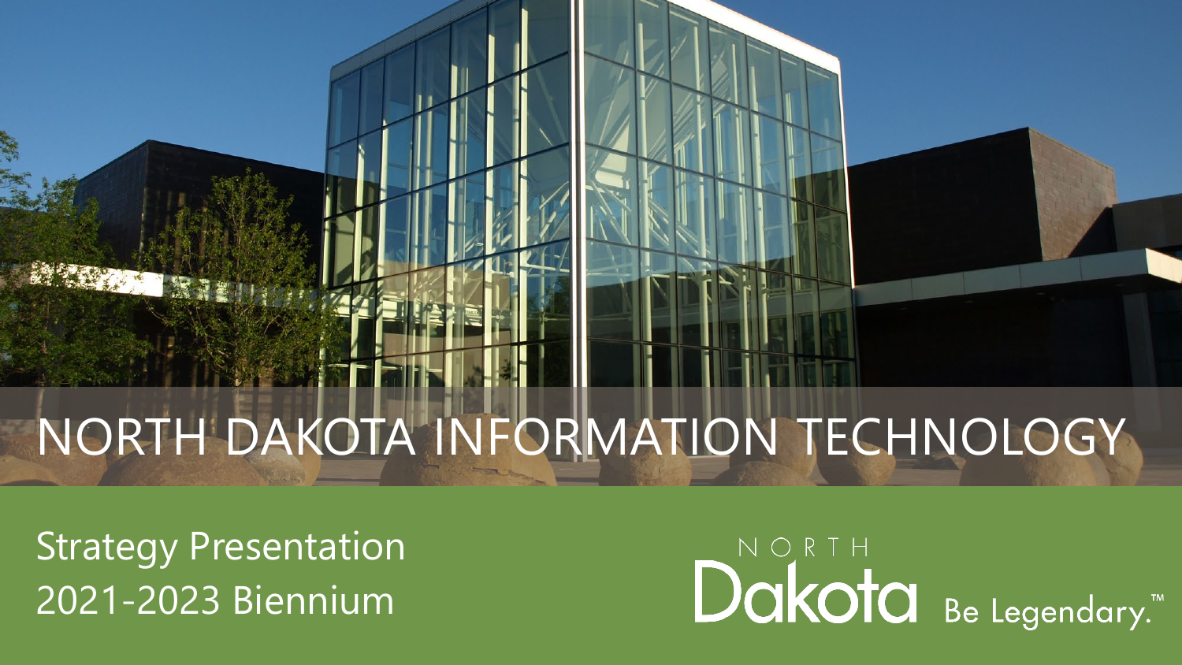# NORTH DAKOTA INFORMATION TECHNOLOGY

Strategy Presentation
2021-2023 Biennium

NORTH Dakota Be Legendary.™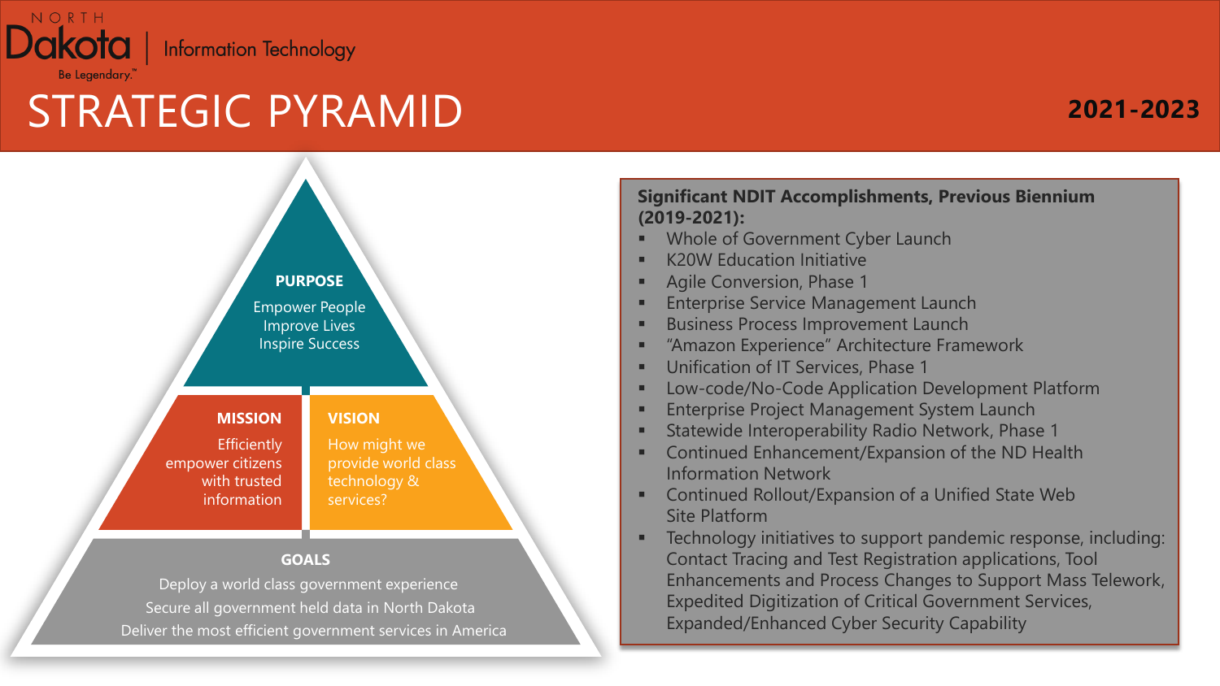NORTH Dakota | Information Technology

Be Legendary.™

# STRATEGIC PYRAMID

**2021-2023**

**PURPOSE**

Empower People
Improve Lives
Inspire Success

**MISSION**

Efficiently empower citizens with trusted information

**VISION**

How might we provide world class technology & services?

**GOALS**

Deploy a world class government experience
Secure all government held data in North Dakota
Deliver the most efficient government services in America

**Significant NDIT Accomplishments, Previous Biennium (2019-2021):**

- Whole of Government Cyber Launch
- K20W Education Initiative
- Agile Conversion, Phase 1
- Enterprise Service Management Launch
- Business Process Improvement Launch
- "Amazon Experience" Architecture Framework
- Unification of IT Services, Phase 1
- Low-code/No-Code Application Development Platform
- Enterprise Project Management System Launch
- Statewide Interoperability Radio Network, Phase 1
- Continued Enhancement/Expansion of the ND Health Information Network
- Continued Rollout/Expansion of a Unified State Web Site Platform
- Technology initiatives to support pandemic response, including: Contact Tracing and Test Registration applications, Tool Enhancements and Process Changes to Support Mass Telework, Expedited Digitization of Critical Government Services, Expanded/Enhanced Cyber Security Capability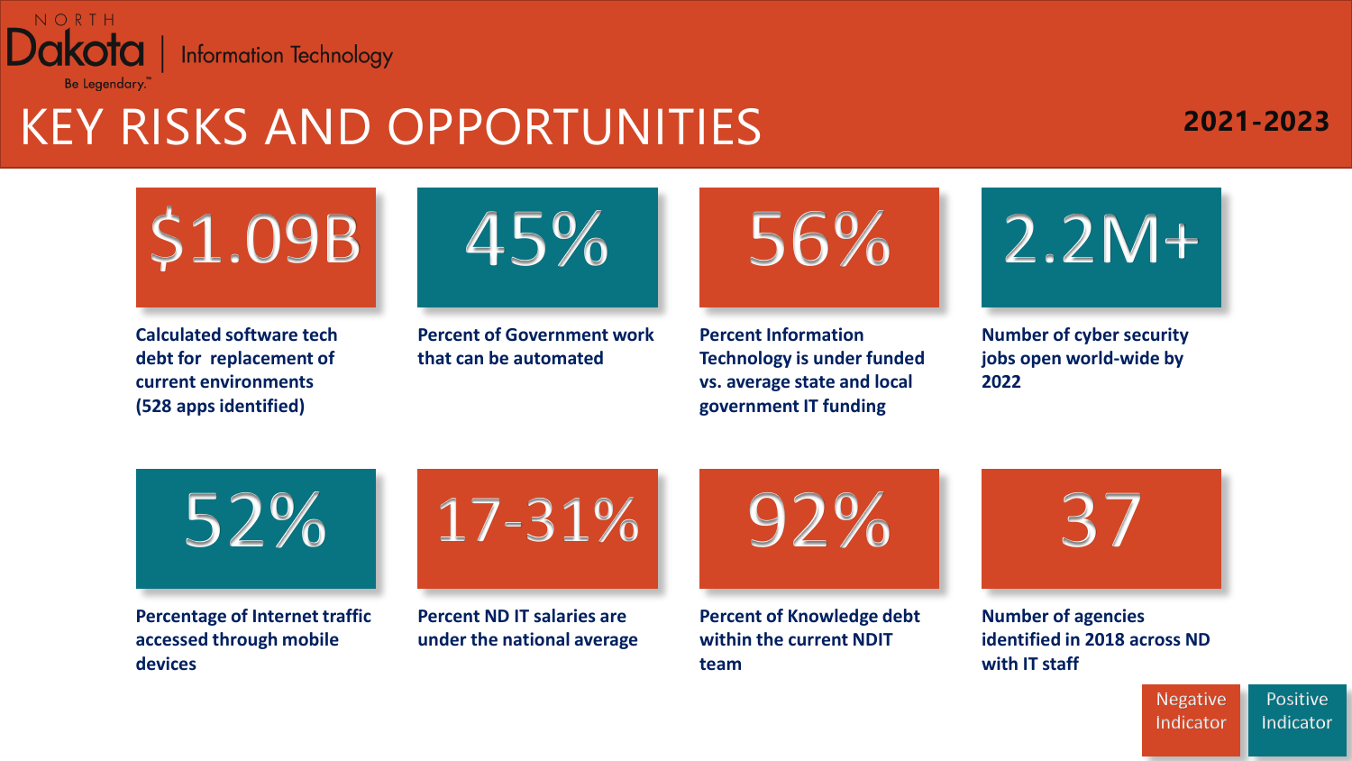NORTH Dakota | Information Technology

Be Legendary.™

# KEY RISKS AND OPPORTUNITIES

**2021-2023**

**\$1.09B**

**Calculated software tech debt for replacement of current environments (528 apps identified)**

**45%**

**Percent of Government work that can be automated**

**56%**

**Percent Information Technology is under funded vs. average state and local government IT funding**

**2.2M+**

**Number of cyber security jobs open world-wide by 2022**

**52%**

**Percentage of Internet traffic accessed through mobile devices**

**17-31%**

**Percent ND IT salaries are under the national average**

**92%**

**Percent of Knowledge debt within the current NDIT team**

**37**

**Number of agencies identified in 2018 across ND with IT staff**

Negative Indicator | Positive Indicator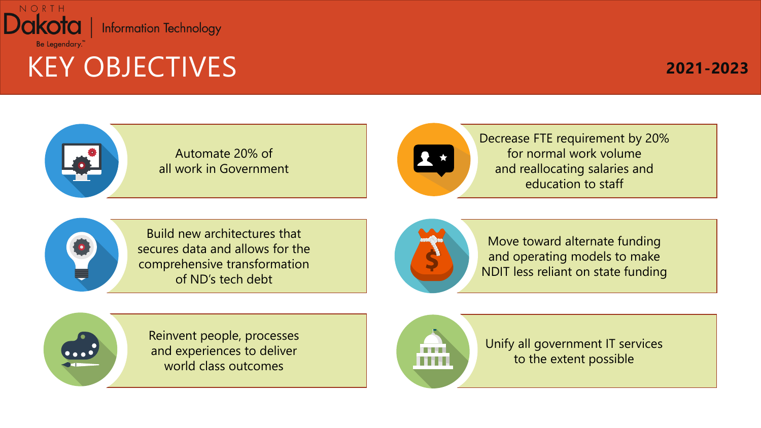# KEY OBJECTIVES

**2021-2023**

- Automate 20% of all work in Government
- Decrease FTE requirement by 20% for normal work volume and reallocating salaries and education to staff
- Build new architectures that secures data and allows for the comprehensive transformation of ND's tech debt
- Move toward alternate funding and operating models to make NDIT less reliant on state funding
- Reinvent people, processes and experiences to deliver world class outcomes
- Unify all government IT services to the extent possible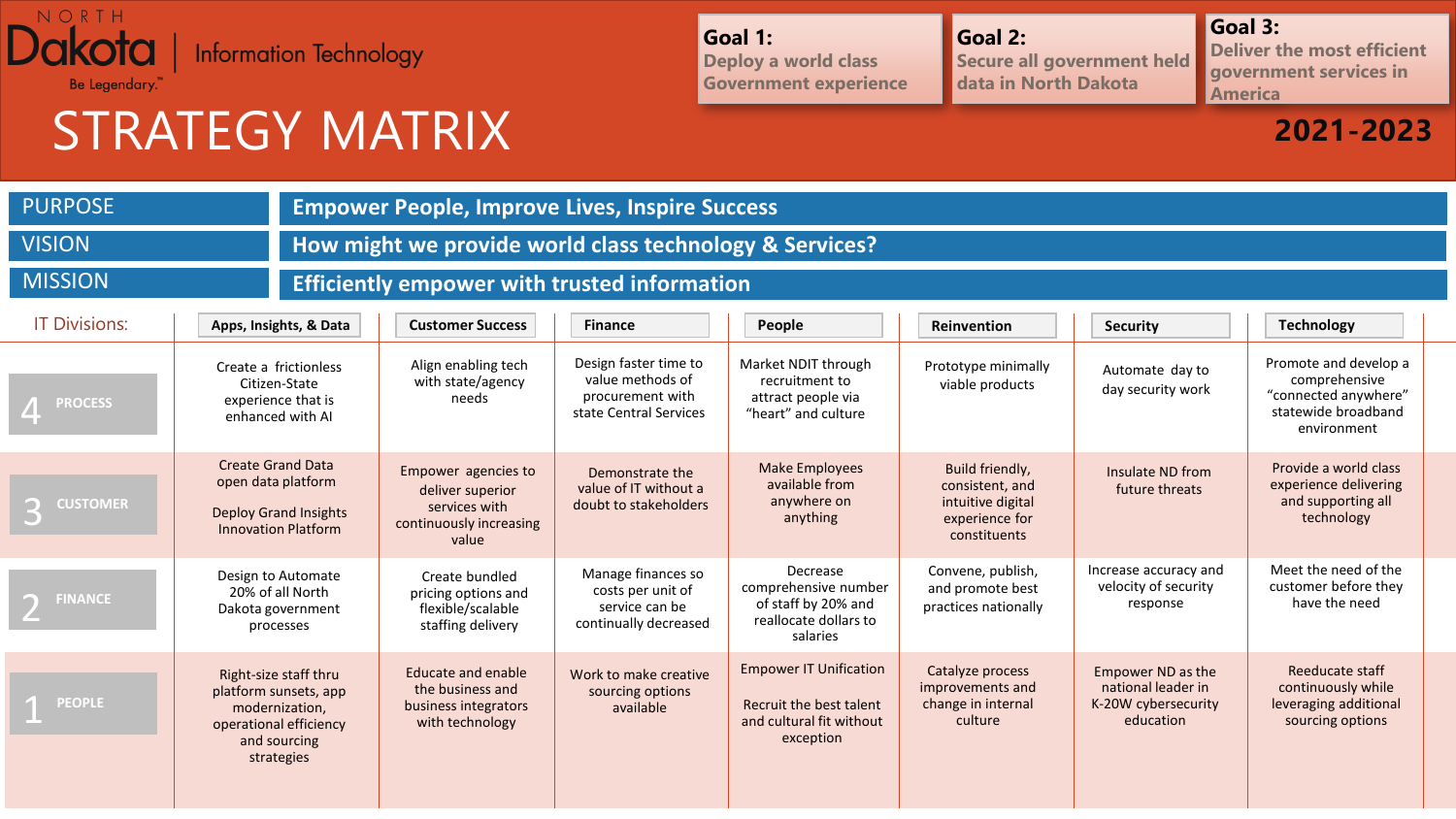NORTH Dakota | Information Technology

Be Legendary.

# STRATEGY MATRIX

**Goal 1:** Deploy a world class Government experience

**Goal 2:** Secure all government held data in North Dakota

**Goal 3:** Deliver the most efficient government services in America

**2021-2023**

| | |
|---|---|
| PURPOSE | **Empower People, Improve Lives, Inspire Success** |
| VISION | **How might we provide world class technology & Services?** |
| MISSION | **Efficiently empower with trusted information** |

| IT Divisions: | Apps, Insights, & Data | Customer Success | Finance | People | Reinvention | Security | Technology |
|---|---|---|---|---|---|---|---|
| 4 PROCESS | Create a frictionless Citizen-State experience that is enhanced with AI | Align enabling tech with state/agency needs | Design faster time to value methods of procurement with state Central Services | Market NDIT through recruitment to attract people via "heart" and culture | Prototype minimally viable products | Automate day to day security work | Promote and develop a comprehensive "connected anywhere" statewide broadband environment |
| 3 CUSTOMER | Create Grand Data open data platform<br><br>Deploy Grand Insights Innovation Platform | Empower agencies to deliver superior services with continuously increasing value | Demonstrate the value of IT without a doubt to stakeholders | Make Employees available from anywhere on anything | Build friendly, consistent, and intuitive digital experience for constituents | Insulate ND from future threats | Provide a world class experience delivering and supporting all technology |
| 2 FINANCE | Design to Automate 20% of all North Dakota government processes | Create bundled pricing options and flexible/scalable staffing delivery | Manage finances so costs per unit of service can be continually decreased | Decrease comprehensive number of staff by 20% and reallocate dollars to salaries | Convene, publish, and promote best practices nationally | Increase accuracy and velocity of security response | Meet the need of the customer before they have the need |
| 1 PEOPLE | Right-size staff thru platform sunsets, app modernization, operational efficiency and sourcing strategies | Educate and enable the business and business integrators with technology | Work to make creative sourcing options available | Empower IT Unification<br><br>Recruit the best talent and cultural fit without exception | Catalyze process improvements and change in internal culture | Empower ND as the national leader in K-20W cybersecurity education | Reeducate staff continuously while leveraging additional sourcing options |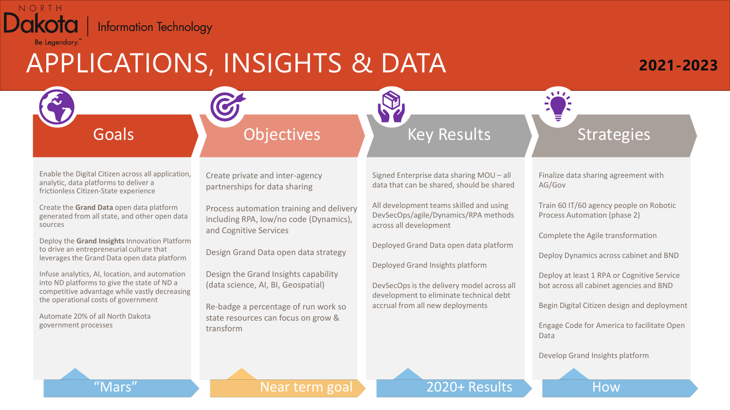North Dakota | Information Technology

Be Legendary.

# APPLICATIONS, INSIGHTS & DATA

**2021-2023**

## Goals

*"Mars"*

- Enable the Digital Citizen across all application, analytic, data platforms to deliver a frictionless Citizen-State experience
- Create the **Grand Data** open data platform generated from all state, and other open data sources
- Deploy the **Grand Insights** Innovation Platform to drive an entrepreneurial culture that leverages the Grand Data open data platform
- Infuse analytics, AI, location, and automation into ND platforms to give the state of ND a competitive advantage while vastly decreasing the operational costs of government
- Automate 20% of all North Dakota government processes

## Objectives

*Near term goal*

- Create private and inter-agency partnerships for data sharing
- Process automation training and delivery including RPA, low/no code (Dynamics), and Cognitive Services
- Design Grand Data open data strategy
- Design the Grand Insights capability (data science, AI, BI, Geospatial)
- Re-badge a percentage of run work so state resources can focus on grow & transform

## Key Results

*2020+ Results*

- Signed Enterprise data sharing MOU – all data that can be shared, should be shared
- All development teams skilled and using DevSecOps/agile/Dynamics/RPA methods across all development
- Deployed Grand Data open data platform
- Deployed Grand Insights platform
- DevSecOps is the delivery model across all development to eliminate technical debt accrual from all new deployments

## Strategies

*How*

- Finalize data sharing agreement with AG/Gov
- Train 60 IT/60 agency people on Robotic Process Automation (phase 2)
- Complete the Agile transformation
- Deploy Dynamics across cabinet and BND
- Deploy at least 1 RPA or Cognitive Service bot across all cabinet agencies and BND
- Begin Digital Citizen design and deployment
- Engage Code for America to facilitate Open Data
- Develop Grand Insights platform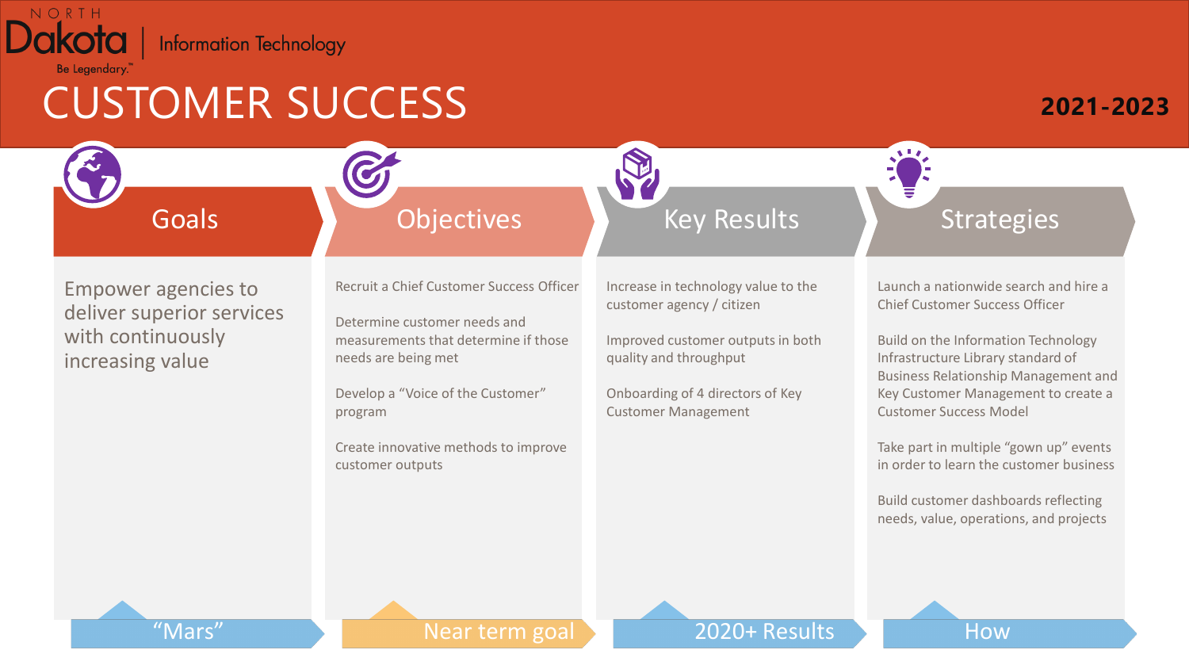# CUSTOMER SUCCESS

**2021-2023**

## Goals

Empower agencies to deliver superior services with continuously increasing value

"Mars"

## Objectives

Recruit a Chief Customer Success Officer

Determine customer needs and measurements that determine if those needs are being met

Develop a "Voice of the Customer" program

Create innovative methods to improve customer outputs

Near term goal

## Key Results

Increase in technology value to the customer agency / citizen

Improved customer outputs in both quality and throughput

Onboarding of 4 directors of Key Customer Management

2020+ Results

## Strategies

Launch a nationwide search and hire a Chief Customer Success Officer

Build on the Information Technology Infrastructure Library standard of Business Relationship Management and Key Customer Management to create a Customer Success Model

Take part in multiple "gown up" events in order to learn the customer business

Build customer dashboards reflecting needs, value, operations, and projects

How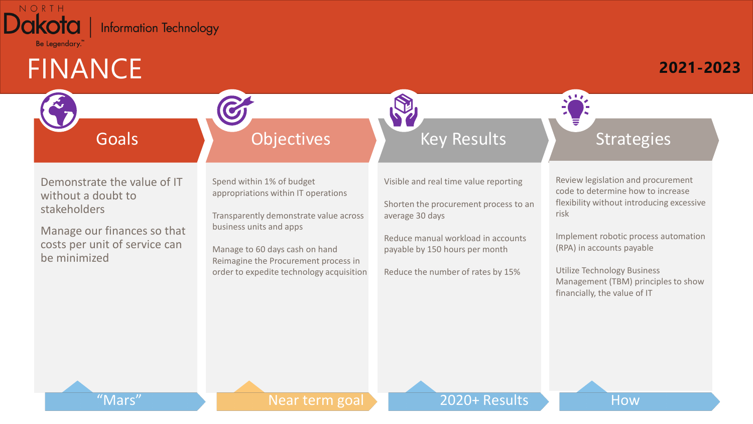North Dakota | Information Technology

Be Legendary.™

# FINANCE

**2021-2023**

| Goals | Objectives | Key Results | Strategies |
| --- | --- | --- | --- |
| Demonstrate the value of IT without a doubt to stakeholders<br><br>Manage our finances so that costs per unit of service can be minimized | Spend within 1% of budget appropriations within IT operations<br><br>Transparently demonstrate value across business units and apps<br><br>Manage to 60 days cash on hand<br>Reimagine the Procurement process in order to expedite technology acquisition | Visible and real time value reporting<br><br>Shorten the procurement process to an average 30 days<br><br>Reduce manual workload in accounts payable by 150 hours per month<br><br>Reduce the number of rates by 15% | Review legislation and procurement code to determine how to increase flexibility without introducing excessive risk<br><br>Implement robotic process automation (RPA) in accounts payable<br><br>Utilize Technology Business Management (TBM) principles to show financially, the value of IT |
| "Mars" | Near term goal | 2020+ Results | How |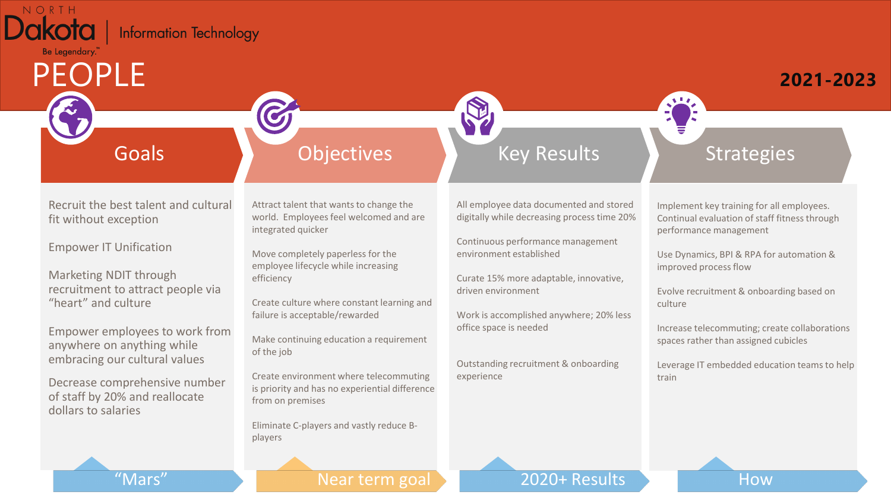# PEOPLE

**2021-2023**

## Goals
*"Mars"*

- Recruit the best talent and cultural fit without exception
- Empower IT Unification
- Marketing NDIT through recruitment to attract people via "heart" and culture
- Empower employees to work from anywhere on anything while embracing our cultural values
- Decrease comprehensive number of staff by 20% and reallocate dollars to salaries

## Objectives
*Near term goal*

- Attract talent that wants to change the world. Employees feel welcomed and are integrated quicker
- Move completely paperless for the employee lifecycle while increasing efficiency
- Create culture where constant learning and failure is acceptable/rewarded
- Make continuing education a requirement of the job
- Create environment where telecommuting is priority and has no experiential difference from on premises
- Eliminate C-players and vastly reduce B-players

## Key Results
*2020+ Results*

- All employee data documented and stored digitally while decreasing process time 20%
- Continuous performance management environment established
- Curate 15% more adaptable, innovative, driven environment
- Work is accomplished anywhere; 20% less office space is needed
- Outstanding recruitment & onboarding experience

## Strategies
*How*

- Implement key training for all employees. Continual evaluation of staff fitness through performance management
- Use Dynamics, BPI & RPA for automation & improved process flow
- Evolve recruitment & onboarding based on culture
- Increase telecommuting; create collaborations spaces rather than assigned cubicles
- Leverage IT embedded education teams to help train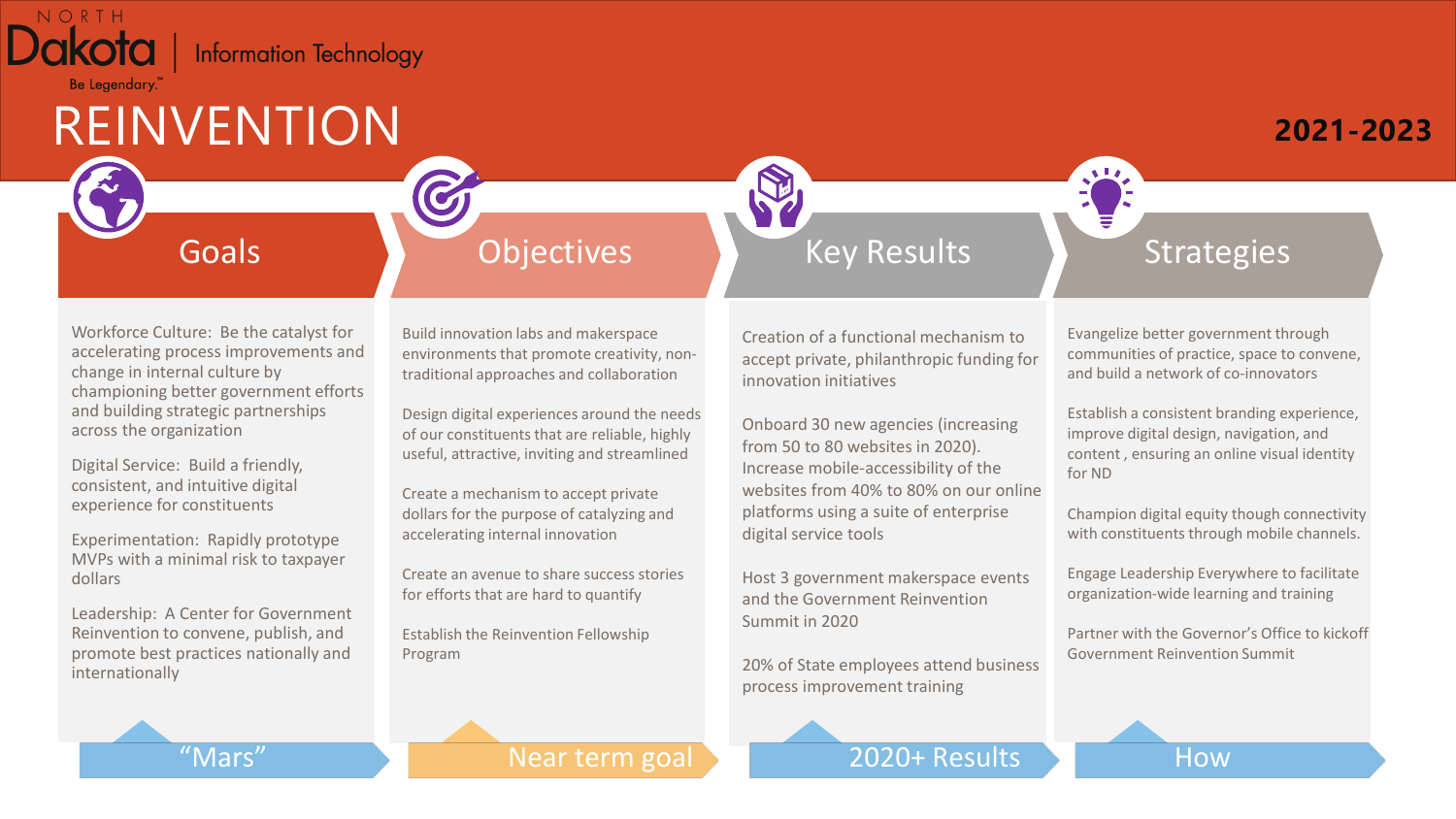NORTH Dakota | Information Technology

Be Legendary.™

# REINVENTION

**2021-2023**

## Goals

*"Mars"*

Workforce Culture: Be the catalyst for accelerating process improvements and change in internal culture by championing better government efforts and building strategic partnerships across the organization

Digital Service: Build a friendly, consistent, and intuitive digital experience for constituents

Experimentation: Rapidly prototype MVPs with a minimal risk to taxpayer dollars

Leadership: A Center for Government Reinvention to convene, publish, and promote best practices nationally and internationally

## Objectives

*Near term goal*

Build innovation labs and makerspace environments that promote creativity, non-traditional approaches and collaboration

Design digital experiences around the needs of our constituents that are reliable, highly useful, attractive, inviting and streamlined

Create a mechanism to accept private dollars for the purpose of catalyzing and accelerating internal innovation

Create an avenue to share success stories for efforts that are hard to quantify

Establish the Reinvention Fellowship Program

## Key Results

*2020+ Results*

Creation of a functional mechanism to accept private, philanthropic funding for innovation initiatives

Onboard 30 new agencies (increasing from 50 to 80 websites in 2020). Increase mobile-accessibility of the websites from 40% to 80% on our online platforms using a suite of enterprise digital service tools

Host 3 government makerspace events and the Government Reinvention Summit in 2020

20% of State employees attend business process improvement training

## Strategies

*How*

Evangelize better government through communities of practice, space to convene, and build a network of co-innovators

Establish a consistent branding experience, improve digital design, navigation, and content , ensuring an online visual identity for ND

Champion digital equity though connectivity with constituents through mobile channels.

Engage Leadership Everywhere to facilitate organization-wide learning and training

Partner with the Governor's Office to kickoff Government Reinvention Summit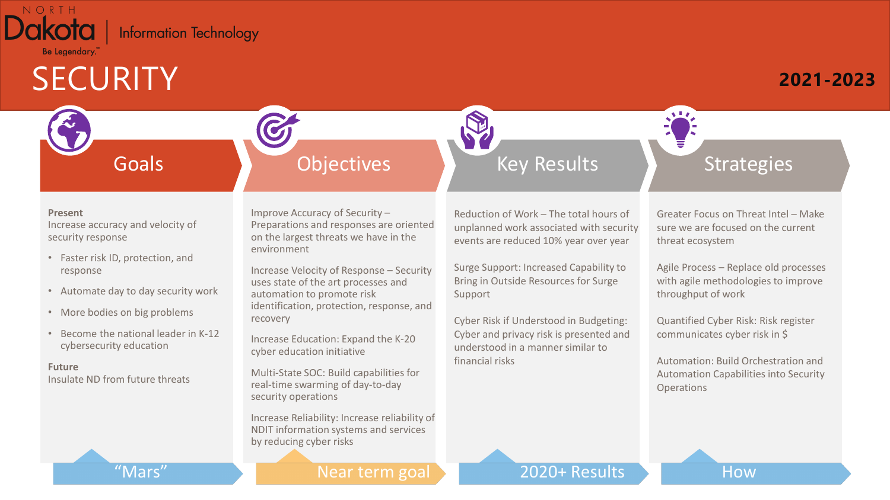NORTH Dakota | Information Technology

Be Legendary.™

# SECURITY

**2021-2023**

## Goals

**Present**
Increase accuracy and velocity of security response

- Faster risk ID, protection, and response
- Automate day to day security work
- More bodies on big problems
- Become the national leader in K-12 cybersecurity education

**Future**
Insulate ND from future threats

“Mars”

## Objectives

Improve Accuracy of Security – Preparations and responses are oriented on the largest threats we have in the environment

Increase Velocity of Response – Security uses state of the art processes and automation to promote risk identification, protection, response, and recovery

Increase Education: Expand the K-20 cyber education initiative

Multi-State SOC: Build capabilities for real-time swarming of day-to-day security operations

Increase Reliability: Increase reliability of NDIT information systems and services by reducing cyber risks

Near term goal

## Key Results

Reduction of Work – The total hours of unplanned work associated with security events are reduced 10% year over year

Surge Support: Increased Capability to Bring in Outside Resources for Surge Support

Cyber Risk if Understood in Budgeting: Cyber and privacy risk is presented and understood in a manner similar to financial risks

2020+ Results

## Strategies

Greater Focus on Threat Intel – Make sure we are focused on the current threat ecosystem

Agile Process – Replace old processes with agile methodologies to improve throughput of work

Quantified Cyber Risk: Risk register communicates cyber risk in $

Automation: Build Orchestration and Automation Capabilities into Security Operations

How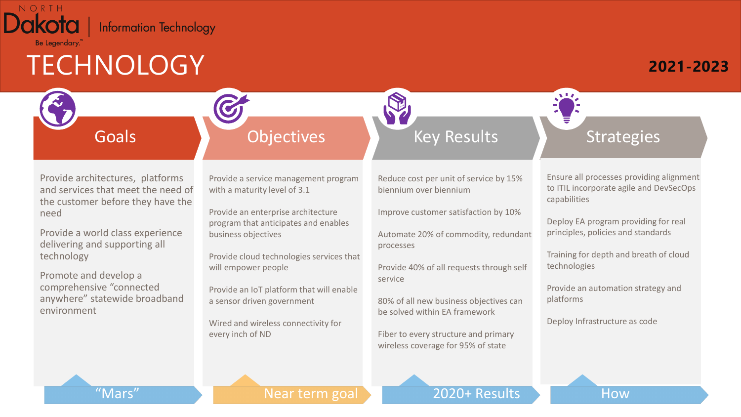North Dakota | Information Technology

Be Legendary.™

# TECHNOLOGY

**2021-2023**

## Goals

Provide architectures, platforms and services that meet the need of the customer before they have the need

Provide a world class experience delivering and supporting all technology

Promote and develop a comprehensive "connected anywhere" statewide broadband environment

"Mars"

## Objectives

Provide a service management program with a maturity level of 3.1

Provide an enterprise architecture program that anticipates and enables business objectives

Provide cloud technologies services that will empower people

Provide an IoT platform that will enable a sensor driven government

Wired and wireless connectivity for every inch of ND

Near term goal

## Key Results

Reduce cost per unit of service by 15% biennium over biennium

Improve customer satisfaction by 10%

Automate 20% of commodity, redundant processes

Provide 40% of all requests through self service

80% of all new business objectives can be solved within EA framework

Fiber to every structure and primary wireless coverage for 95% of state

2020+ Results

## Strategies

Ensure all processes providing alignment to ITIL incorporate agile and DevSecOps capabilities

Deploy EA program providing for real principles, policies and standards

Training for depth and breath of cloud technologies

Provide an automation strategy and platforms

Deploy Infrastructure as code

How